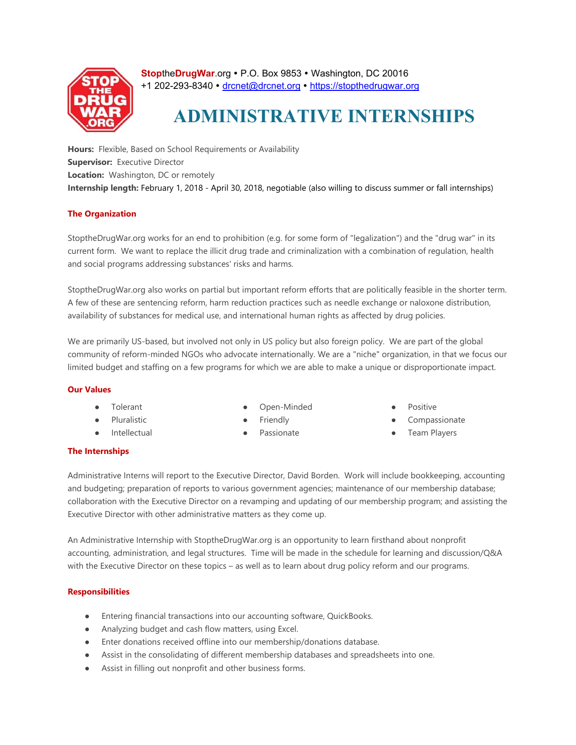**StoptheDrugWar**.org • P.O. Box 9853 • Washington, DC 20016
+1 202-293-8340 • drcnet@drcnet.org • https://stopthedrugwar.org

# ADMINISTRATIVE INTERNSHIPS

**Hours:** Flexible, Based on School Requirements or Availability
**Supervisor:** Executive Director
**Location:** Washington, DC or remotely
**Internship length:** February 1, 2018 - April 30, 2018, negotiable (also willing to discuss summer or fall internships)

## The Organization

StoptheDrugWar.org works for an end to prohibition (e.g. for some form of "legalization") and the "drug war" in its current form. We want to replace the illicit drug trade and criminalization with a combination of regulation, health and social programs addressing substances' risks and harms.

StoptheDrugWar.org also works on partial but important reform efforts that are politically feasible in the shorter term. A few of these are sentencing reform, harm reduction practices such as needle exchange or naloxone distribution, availability of substances for medical use, and international human rights as affected by drug policies.

We are primarily US-based, but involved not only in US policy but also foreign policy. We are part of the global community of reform-minded NGOs who advocate internationally. We are a "niche" organization, in that we focus our limited budget and staffing on a few programs for which we are able to make a unique or disproportionate impact.

## Our Values

- Tolerant
- Pluralistic
- Intellectual
- Open-Minded
- Friendly
- Passionate
- Positive
- Compassionate
- Team Players

## The Internships

Administrative Interns will report to the Executive Director, David Borden. Work will include bookkeeping, accounting and budgeting; preparation of reports to various government agencies; maintenance of our membership database; collaboration with the Executive Director on a revamping and updating of our membership program; and assisting the Executive Director with other administrative matters as they come up.

An Administrative Internship with StoptheDrugWar.org is an opportunity to learn firsthand about nonprofit accounting, administration, and legal structures. Time will be made in the schedule for learning and discussion/Q&A with the Executive Director on these topics – as well as to learn about drug policy reform and our programs.

## Responsibilities

- Entering financial transactions into our accounting software, QuickBooks.
- Analyzing budget and cash flow matters, using Excel.
- Enter donations received offline into our membership/donations database.
- Assist in the consolidating of different membership databases and spreadsheets into one.
- Assist in filling out nonprofit and other business forms.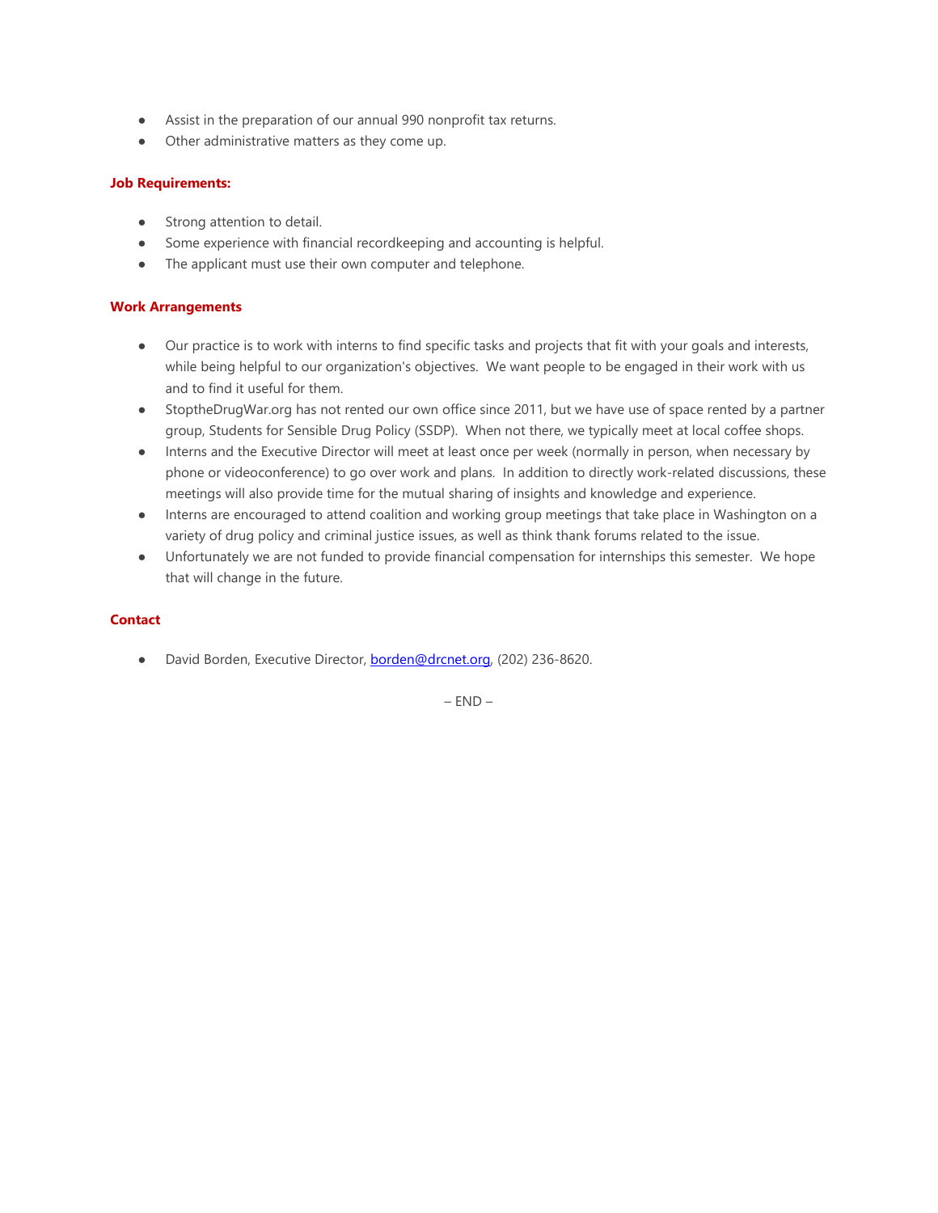- Assist in the preparation of our annual 990 nonprofit tax returns.
- Other administrative matters as they come up.

**Job Requirements:**

- Strong attention to detail.
- Some experience with financial recordkeeping and accounting is helpful.
- The applicant must use their own computer and telephone.

**Work Arrangements**

- Our practice is to work with interns to find specific tasks and projects that fit with your goals and interests, while being helpful to our organization's objectives. We want people to be engaged in their work with us and to find it useful for them.
- StoptheDrugWar.org has not rented our own office since 2011, but we have use of space rented by a partner group, Students for Sensible Drug Policy (SSDP). When not there, we typically meet at local coffee shops.
- Interns and the Executive Director will meet at least once per week (normally in person, when necessary by phone or videoconference) to go over work and plans. In addition to directly work-related discussions, these meetings will also provide time for the mutual sharing of insights and knowledge and experience.
- Interns are encouraged to attend coalition and working group meetings that take place in Washington on a variety of drug policy and criminal justice issues, as well as think thank forums related to the issue.
- Unfortunately we are not funded to provide financial compensation for internships this semester. We hope that will change in the future.

**Contact**

- David Borden, Executive Director, borden@drcnet.org, (202) 236-8620.

– END –